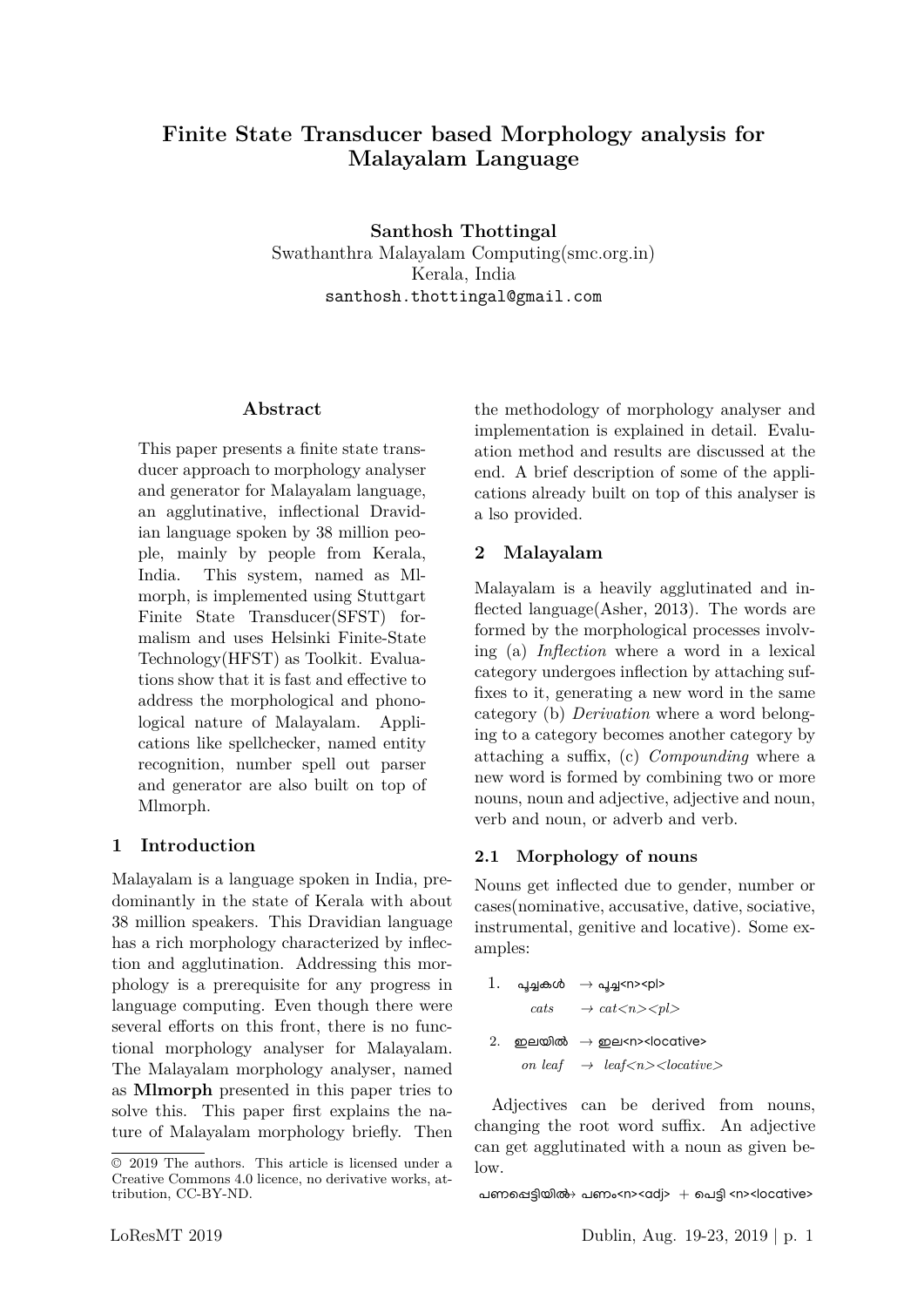# Finite State Transducer based Morphology analysis for Malayalam Language

**Santhosh Thottingal**
Swathanthra Malayalam Computing(smc.org.in)
Kerala, India
santhosh.thottingal@gmail.com

## Abstract

This paper presents a finite state transducer approach to morphology analyser and generator for Malayalam language, an agglutinative, inflectional Dravidian language spoken by 38 million people, mainly by people from Kerala, India. This system, named as Mlmorph, is implemented using Stuttgart Finite State Transducer(SFST) formalism and uses Helsinki Finite-State Technology(HFST) as Toolkit. Evaluations show that it is fast and effective to address the morphological and phonological nature of Malayalam. Applications like spellchecker, named entity recognition, number spell out parser and generator are also built on top of Mlmorph.

## 1 Introduction

Malayalam is a language spoken in India, predominantly in the state of Kerala with about 38 million speakers. This Dravidian language has a rich morphology characterized by inflection and agglutination. Addressing this morphology is a prerequisite for any progress in language computing. Even though there were several efforts on this front, there is no functional morphology analyser for Malayalam. The Malayalam morphology analyser, named as **Mlmorph** presented in this paper tries to solve this. This paper first explains the nature of Malayalam morphology briefly. Then the methodology of morphology analyser and implementation is explained in detail. Evaluation method and results are discussed at the end. A brief description of some of the applications already built on top of this analyser is a lso provided.

© 2019 The authors. This article is licensed under a Creative Commons 4.0 licence, no derivative works, attribution, CC-BY-ND.

## 2 Malayalam

Malayalam is a heavily agglutinated and inflected language(Asher, 2013). The words are formed by the morphological processes involving (a) *Inflection* where a word in a lexical category undergoes inflection by attaching suffixes to it, generating a new word in the same category (b) *Derivation* where a word belonging to a category becomes another category by attaching a suffix, (c) *Compounding* where a new word is formed by combining two or more nouns, noun and adjective, adjective and noun, verb and noun, or adverb and verb.

### 2.1 Morphology of nouns

Nouns get inflected due to gender, number or cases(nominative, accusative, dative, sociative, instrumental, genitive and locative). Some examples:

1. പൂച്ചകൾ → പൂച്ച<n><pl>
   *cats* → *cat<n><pl>*

2. ഇലയിൽ → ഇല<n><locative>
   *on leaf* → *leaf<n><locative>*

Adjectives can be derived from nouns, changing the root word suffix. An adjective can get agglutinated with a noun as given below.

പണപ്പെട്ടിയിൽ→ പണം<n><adj> + പെട്ടി <n><locative>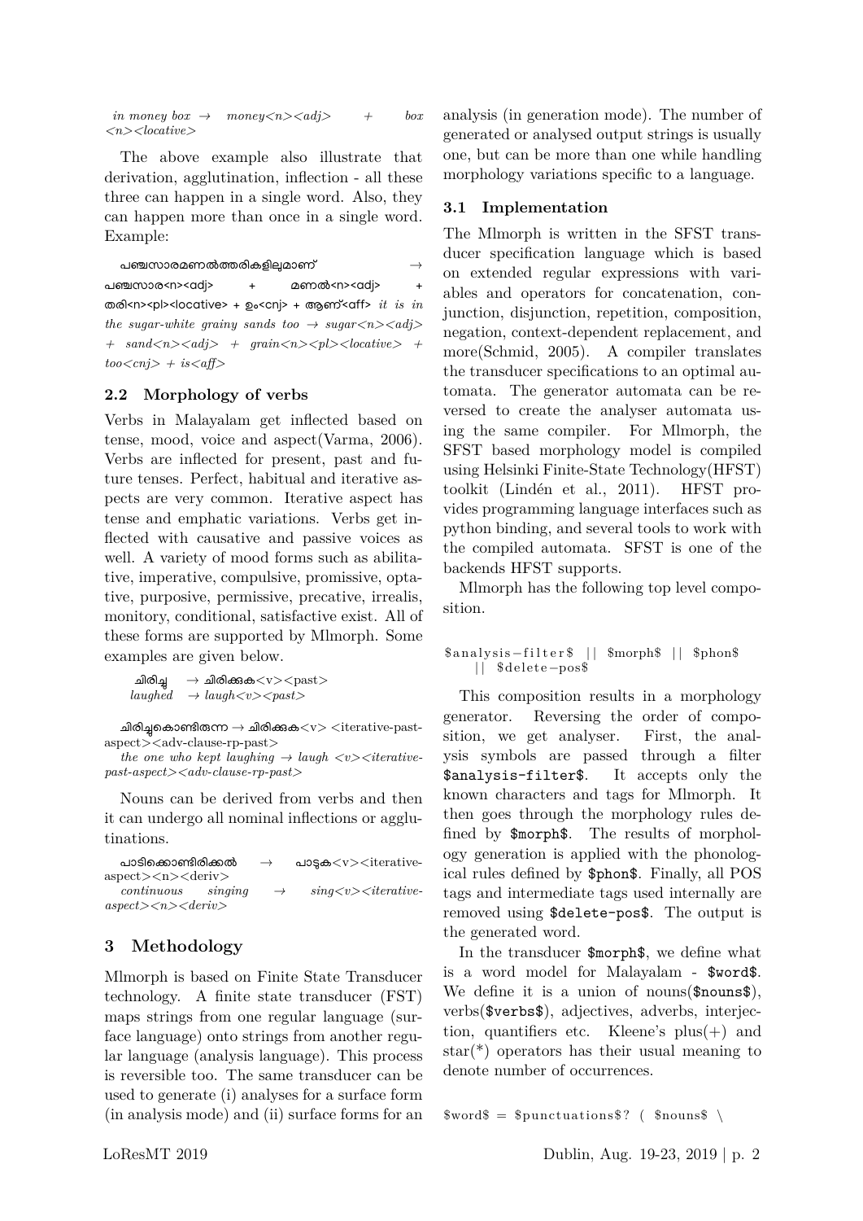*in money box* → *money<n><adj> + box <n><locative>*

The above example also illustrate that derivation, agglutination, inflection - all these three can happen in a single word. Also, they can happen more than once in a single word. Example:

പഞ്ചസാരമണൽത്തരികളിലുമാണ് → പഞ്ചസാര<n><adj> + മണൽ<n><adj> + തരി<n><pl><locative> + ഉം<cnj> + ആണ്<aff> *it is in the sugar-white grainy sands too* → *sugar<n><adj> + sand<n><adj> + grain<n><pl><locative> + too<cnj> + is<aff>*

## 2.2 Morphology of verbs

Verbs in Malayalam get inflected based on tense, mood, voice and aspect(Varma, 2006). Verbs are inflected for present, past and future tenses. Perfect, habitual and iterative aspects are very common. Iterative aspect has tense and emphatic variations. Verbs get inflected with causative and passive voices as well. A variety of mood forms such as abilitative, imperative, compulsive, promissive, optative, purposive, permissive, precative, irrealis, monitory, conditional, satisfactive exist. All of these forms are supported by Mlmorph. Some examples are given below.

ചിരിച്ചു → ചിരിക്കുക<v><past>
*laughed* → *laugh<v><past>*

ചിരിച്ചുകൊണ്ടിരുന്ന → ചിരിക്കുക<v> <iterative-past-aspect><adv-clause-rp-past>
*the one who kept laughing* → *laugh <v><iterative-past-aspect><adv-clause-rp-past>*

Nouns can be derived from verbs and then it can undergo all nominal inflections or agglutinations.

പാടിക്കൊണ്ടിരിക്കൽ → പാടുക<v><iterative-aspect><n><deriv>
*continuous singing* → *sing<v><iterative-aspect><n><deriv>*

# 3 Methodology

Mlmorph is based on Finite State Transducer technology. A finite state transducer (FST) maps strings from one regular language (surface language) onto strings from another regular language (analysis language). This process is reversible too. The same transducer can be used to generate (i) analyses for a surface form (in analysis mode) and (ii) surface forms for an analysis (in generation mode). The number of generated or analysed output strings is usually one, but can be more than one while handling morphology variations specific to a language.

## 3.1 Implementation

The Mlmorph is written in the SFST transducer specification language which is based on extended regular expressions with variables and operators for concatenation, conjunction, disjunction, repetition, composition, negation, context-dependent replacement, and more(Schmid, 2005). A compiler translates the transducer specifications to an optimal automata. The generator automata can be reversed to create the analyser automata using the same compiler. For Mlmorph, the SFST based morphology model is compiled using Helsinki Finite-State Technology(HFST) toolkit (Lindén et al., 2011). HFST provides programming language interfaces such as python binding, and several tools to work with the compiled automata. SFST is one of the backends HFST supports.

Mlmorph has the following top level composition.

```
$analysis-filter$ || $morph$ || $phon$
    || $delete-pos$
```

This composition results in a morphology generator. Reversing the order of composition, we get analyser. First, the analysis symbols are passed through a filter `$analysis-filter$`. It accepts only the known characters and tags for Mlmorph. It then goes through the morphology rules defined by `$morph$`. The results of morphology generation is applied with the phonological rules defined by `$phon$`. Finally, all POS tags and intermediate tags used internally are removed using `$delete-pos$`. The output is the generated word.

In the transducer `$morph$`, we define what is a word model for Malayalam - `$word$`. We define it is a union of nouns(`$nouns$`), verbs(`$verbs$`), adjectives, adverbs, interjection, quantifiers etc. Kleene's plus(+) and star(*) operators has their usual meaning to denote number of occurrences.

```
$word$ = $punctuations$? ( $nouns$ \
```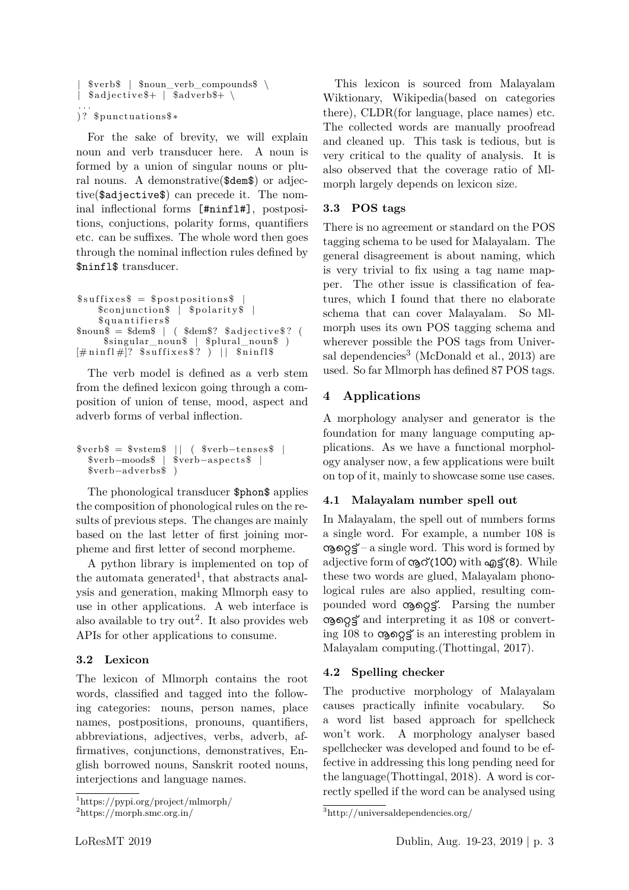```
| $verb$ | $noun_verb_compounds$ \
| $adjective$+ | $adverb$+ \
...
)? $punctuations$*
```

For the sake of brevity, we will explain noun and verb transducer here. A noun is formed by a union of singular nouns or plural nouns. A demonstrative(`$dem$`) or adjective(`$adjective$`) can precede it. The nominal inflectional forms `[#ninfl#]`, postpositions, conjuctions, polarity forms, quantifiers etc. can be suffixes. The whole word then goes through the nominal inflection rules defined by `$ninfl$` transducer.

```
$suffixes$ = $postpositions$ |
    $conjunction$ | $polarity$ |
    $quantifiers$
$noun$ = $dem$ | ( $dem$? $adjective$? (
    $singular_noun$ | $plural_noun$ )
[#ninfl#]? $suffixes$? ) || $ninfl$
```

The verb model is defined as a verb stem from the defined lexicon going through a composition of union of tense, mood, aspect and adverb forms of verbal inflection.

```
$verb$ = $vstem$ || ( $verb-tenses$ |
  $verb-moods$ | $verb-aspects$ |
  $verb-adverbs$ )
```

The phonological transducer `$phon$` applies the composition of phonological rules on the results of previous steps. The changes are mainly based on the last letter of first joining morpheme and first letter of second morpheme.

A python library is implemented on top of the automata generated[1], that abstracts analysis and generation, making Mlmorph easy to use in other applications. A web interface is also available to try out[2]. It also provides web APIs for other applications to consume.

### 3.2 Lexicon

The lexicon of Mlmorph contains the root words, classified and tagged into the following categories: nouns, person names, place names, postpositions, pronouns, quantifiers, abbreviations, adjectives, verbs, adverb, affirmatives, conjunctions, demonstratives, English borrowed nouns, Sanskrit rooted nouns, interjections and language names.

This lexicon is sourced from Malayalam Wiktionary, Wikipedia(based on categories there), CLDR(for language, place names) etc. The collected words are manually proofread and cleaned up. This task is tedious, but is very critical to the quality of analysis. It is also observed that the coverage ratio of Mlmorph largely depends on lexicon size.

### 3.3 POS tags

There is no agreement or standard on the POS tagging schema to be used for Malayalam. The general disagreement is about naming, which is very trivial to fix using a tag name mapper. The other issue is classification of features, which I found that there no elaborate schema that can cover Malayalam. So Mlmorph uses its own POS tagging schema and wherever possible the POS tags from Universal dependencies[3] (McDonald et al., 2013) are used. So far Mlmorph has defined 87 POS tags.

## 4 Applications

A morphology analyser and generator is the foundation for many language computing applications. As we have a functional morphology analyser now, a few applications were built on top of it, mainly to showcase some use cases.

### 4.1 Malayalam number spell out

In Malayalam, the spell out of numbers forms a single word. For example, a number 108 is നൂറ്റെട്ട് – a single word. This word is formed by adjective form of നൂറ്(100) with എട്ട്(8). While these two words are glued, Malayalam phonological rules are also applied, resulting compounded word നൂറ്റെട്ട്. Parsing the number നൂറ്റെട്ട് and interpreting it as 108 or converting 108 to നൂറ്റെട്ട് is an interesting problem in Malayalam computing.(Thottingal, 2017).

### 4.2 Spelling checker

The productive morphology of Malayalam causes practically infinite vocabulary. So a word list based approach for spellcheck won't work. A morphology analyser based spellchecker was developed and found to be effective in addressing this long pending need for the language(Thottingal, 2018). A word is correctly spelled if the word can be analysed using

[1]https://pypi.org/project/mlmorph/

[2]https://morph.smc.org.in/

[3]http://universaldependencies.org/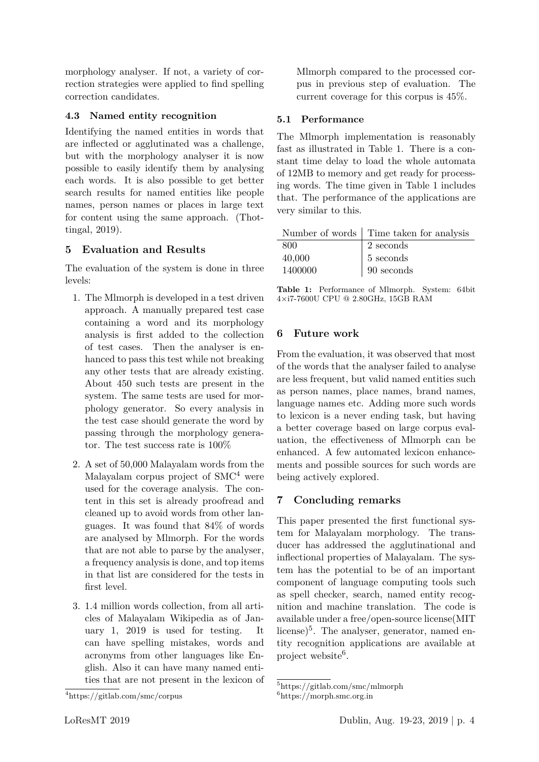morphology analyser. If not, a variety of correction strategies were applied to find spelling correction candidates.

### 4.3 Named entity recognition

Identifying the named entities in words that are inflected or agglutinated was a challenge, but with the morphology analyser it is now possible to easily identify them by analysing each words. It is also possible to get better search results for named entities like people names, person names or places in large text for content using the same approach. (Thottingal, 2019).

## 5 Evaluation and Results

The evaluation of the system is done in three levels:

1. The Mlmorph is developed in a test driven approach. A manually prepared test case containing a word and its morphology analysis is first added to the collection of test cases. Then the analyser is enhanced to pass this test while not breaking any other tests that are already existing. About 450 such tests are present in the system. The same tests are used for morphology generator. So every analysis in the test case should generate the word by passing through the morphology generator. The test success rate is 100%

2. A set of 50,000 Malayalam words from the Malayalam corpus project of SMC[4] were used for the coverage analysis. The content in this set is already proofread and cleaned up to avoid words from other languages. It was found that 84% of words are analysed by Mlmorph. For the words that are not able to parse by the analyser, a frequency analysis is done, and top items in that list are considered for the tests in first level.

3. 1.4 million words collection, from all articles of Malayalam Wikipedia as of January 1, 2019 is used for testing. It can have spelling mistakes, words and acronyms from other languages like English. Also it can have many named entities that are not present in the lexicon of Mlmorph compared to the processed corpus in previous step of evaluation. The current coverage for this corpus is 45%.

[4]https://gitlab.com/smc/corpus

### 5.1 Performance

The Mlmorph implementation is reasonably fast as illustrated in Table 1. There is a constant time delay to load the whole automata of 12MB to memory and get ready for processing words. The time given in Table 1 includes that. The performance of the applications are very similar to this.

| Number of words | Time taken for analysis |
|---|---|
| 800 | 2 seconds |
| 40,000 | 5 seconds |
| 1400000 | 90 seconds |

**Table 1:** Performance of Mlmorph. System: 64bit 4×i7-7600U CPU @ 2.80GHz, 15GB RAM

## 6 Future work

From the evaluation, it was observed that most of the words that the analyser failed to analyse are less frequent, but valid named entities such as person names, place names, brand names, language names etc. Adding more such words to lexicon is a never ending task, but having a better coverage based on large corpus evaluation, the effectiveness of Mlmorph can be enhanced. A few automated lexicon enhancements and possible sources for such words are being actively explored.

## 7 Concluding remarks

This paper presented the first functional system for Malayalam morphology. The transducer has addressed the agglutinational and inflectional properties of Malayalam. The system has the potential to be of an important component of language computing tools such as spell checker, search, named entity recognition and machine translation. The code is available under a free/open-source license(MIT license)[5]. The analyser, generator, named entity recognition applications are available at project website[6].

[5]https://gitlab.com/smc/mlmorph

[6]https://morph.smc.org.in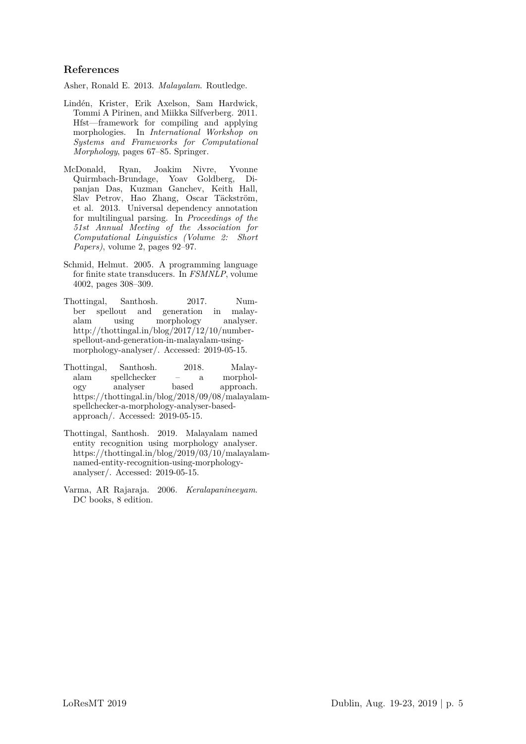## References

Asher, Ronald E. 2013. *Malayalam*. Routledge.

Lindén, Krister, Erik Axelson, Sam Hardwick, Tommi A Pirinen, and Miikka Silfverberg. 2011. Hfst—framework for compiling and applying morphologies. In *International Workshop on Systems and Frameworks for Computational Morphology*, pages 67–85. Springer.

McDonald, Ryan, Joakim Nivre, Yvonne Quirmbach-Brundage, Yoav Goldberg, Dipanjan Das, Kuzman Ganchev, Keith Hall, Slav Petrov, Hao Zhang, Oscar Täckström, et al. 2013. Universal dependency annotation for multilingual parsing. In *Proceedings of the 51st Annual Meeting of the Association for Computational Linguistics (Volume 2: Short Papers)*, volume 2, pages 92–97.

Schmid, Helmut. 2005. A programming language for finite state transducers. In *FSMNLP*, volume 4002, pages 308–309.

Thottingal, Santhosh. 2017. Number spellout and generation in malayalam using morphology analyser. http://thottingal.in/blog/2017/12/10/number-spellout-and-generation-in-malayalam-using-morphology-analyser/. Accessed: 2019-05-15.

Thottingal, Santhosh. 2018. Malayalam spellchecker – a morphology analyser based approach. https://thottingal.in/blog/2018/09/08/malayalam-spellchecker-a-morphology-analyser-based-approach/. Accessed: 2019-05-15.

Thottingal, Santhosh. 2019. Malayalam named entity recognition using morphology analyser. https://thottingal.in/blog/2019/03/10/malayalam-named-entity-recognition-using-morphology-analyser/. Accessed: 2019-05-15.

Varma, AR Rajaraja. 2006. *Keralapanineeyam*. DC books, 8 edition.